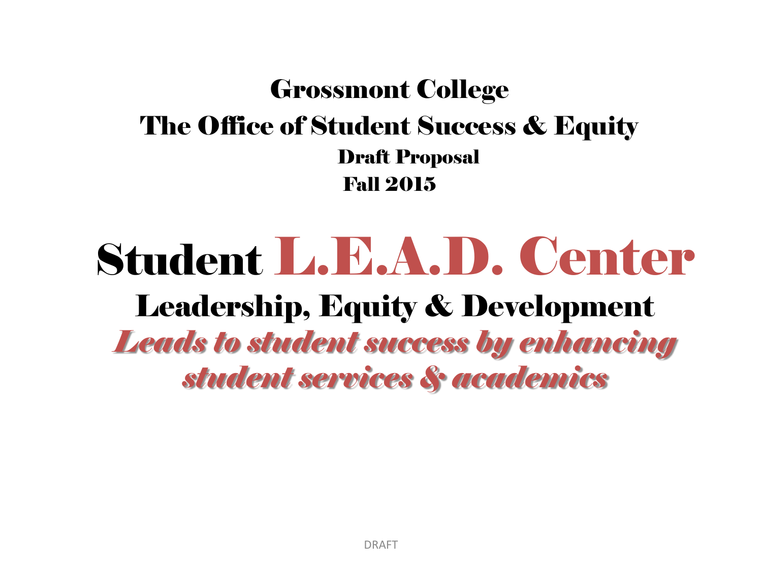# Grossmont College

## The Office of Student Success & Equity

### Draft Proposal

### Fall 2015

# Student L.E.A.D. Center

## Leadership, Equity & Development

***Leads to student success by enhancing student services & academics***

DRAFT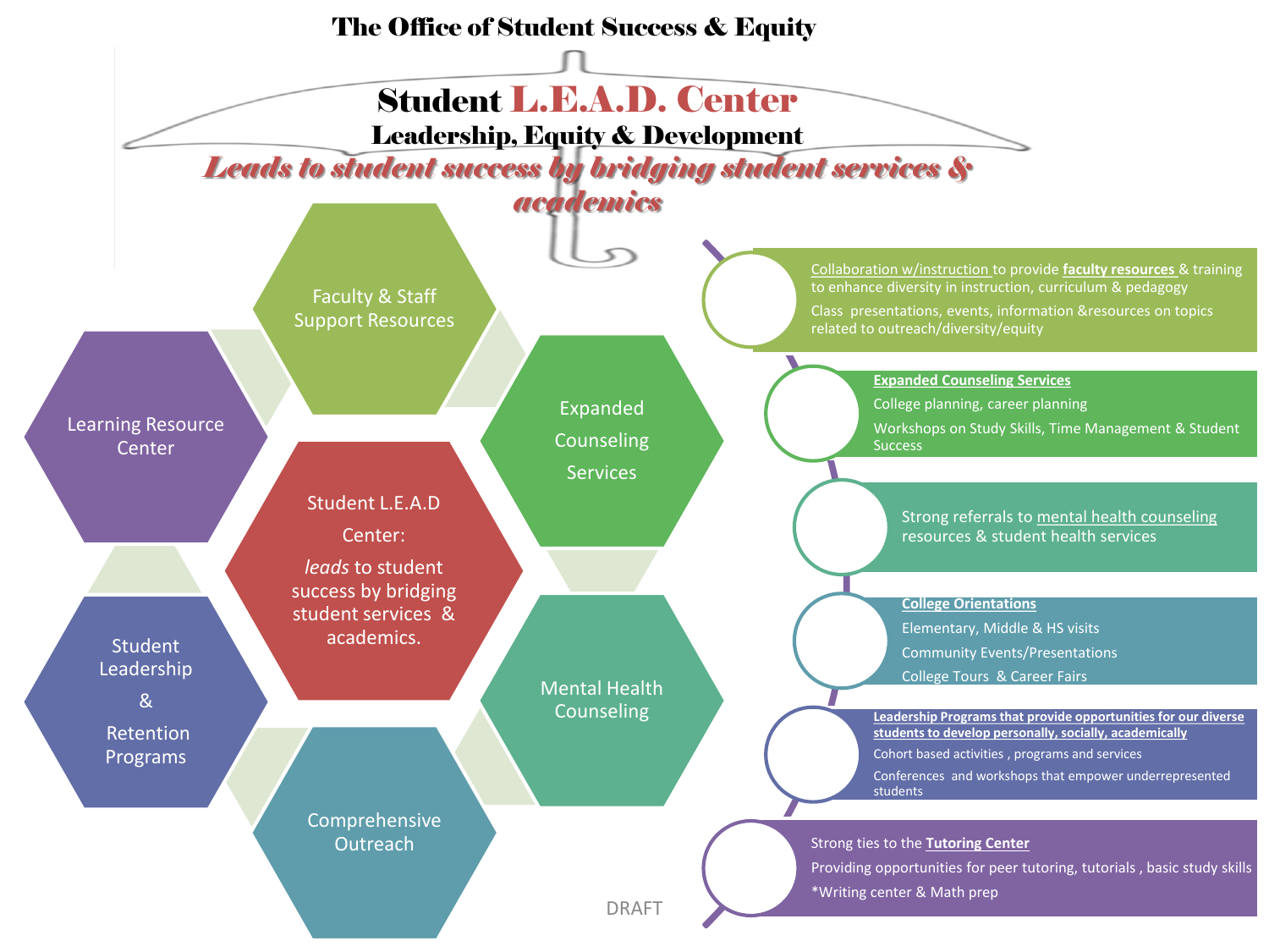# The Office of Student Success & Equity

## Student L.E.A.D. Center

### Leadership, Equity & Development

***Leads to student success by bridging student services & academics***

- Faculty & Staff Support Resources
- Learning Resource Center
- Expanded Counseling Services
- Student L.E.A.D Center: *leads* to student success by bridging student services & academics.
- Student Leadership & Retention Programs
- Mental Health Counseling
- Comprehensive Outreach

Collaboration w/instruction to provide **faculty resources** & training to enhance diversity in instruction, curriculum & pedagogy

Class presentations, events, information &resources on topics related to outreach/diversity/equity

**Expanded Counseling Services**

College planning, career planning

Workshops on Study Skills, Time Management & Student Success

Strong referrals to mental health counseling resources & student health services

**College Orientations**

Elementary, Middle & HS visits

Community Events/Presentations

College Tours & Career Fairs

**Leadership Programs that provide opportunities for our diverse students to develop personally, socially, academically**

Cohort based activities , programs and services

Conferences and workshops that empower underrepresented students

Strong ties to the **Tutoring Center**

Providing opportunities for peer tutoring, tutorials , basic study skills

*Writing center & Math prep

DRAFT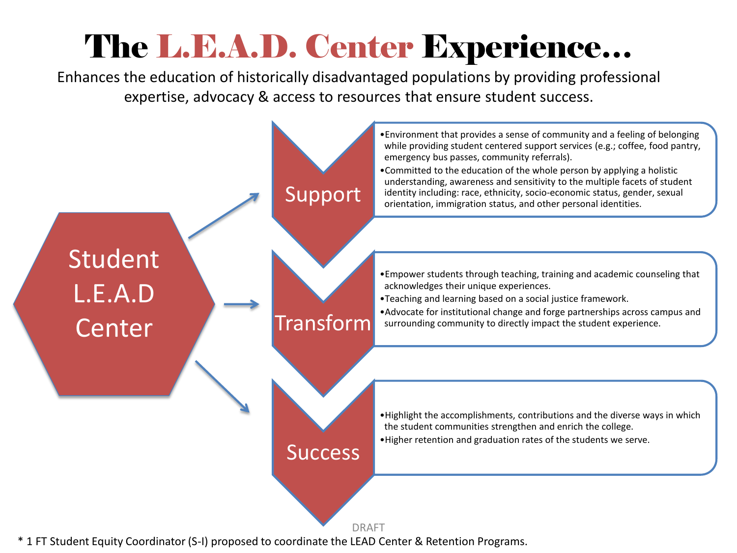# The L.E.A.D. Center Experience…

Enhances the education of historically disadvantaged populations by providing professional expertise, advocacy & access to resources that ensure student success.

**Student L.E.A.D Center**

### Support

- Environment that provides a sense of community and a feeling of belonging while providing student centered support services (e.g.; coffee, food pantry, emergency bus passes, community referrals).
- Committed to the education of the whole person by applying a holistic understanding, awareness and sensitivity to the multiple facets of student identity including: race, ethnicity, socio-economic status, gender, sexual orientation, immigration status, and other personal identities.

### Transform

- Empower students through teaching, training and academic counseling that acknowledges their unique experiences.
- Teaching and learning based on a social justice framework.
- Advocate for institutional change and forge partnerships across campus and surrounding community to directly impact the student experience.

### Success

- Highlight the accomplishments, contributions and the diverse ways in which the student communities strengthen and enrich the college.
- Higher retention and graduation rates of the students we serve.

DRAFT

* 1 FT Student Equity Coordinator (S-I) proposed to coordinate the LEAD Center & Retention Programs.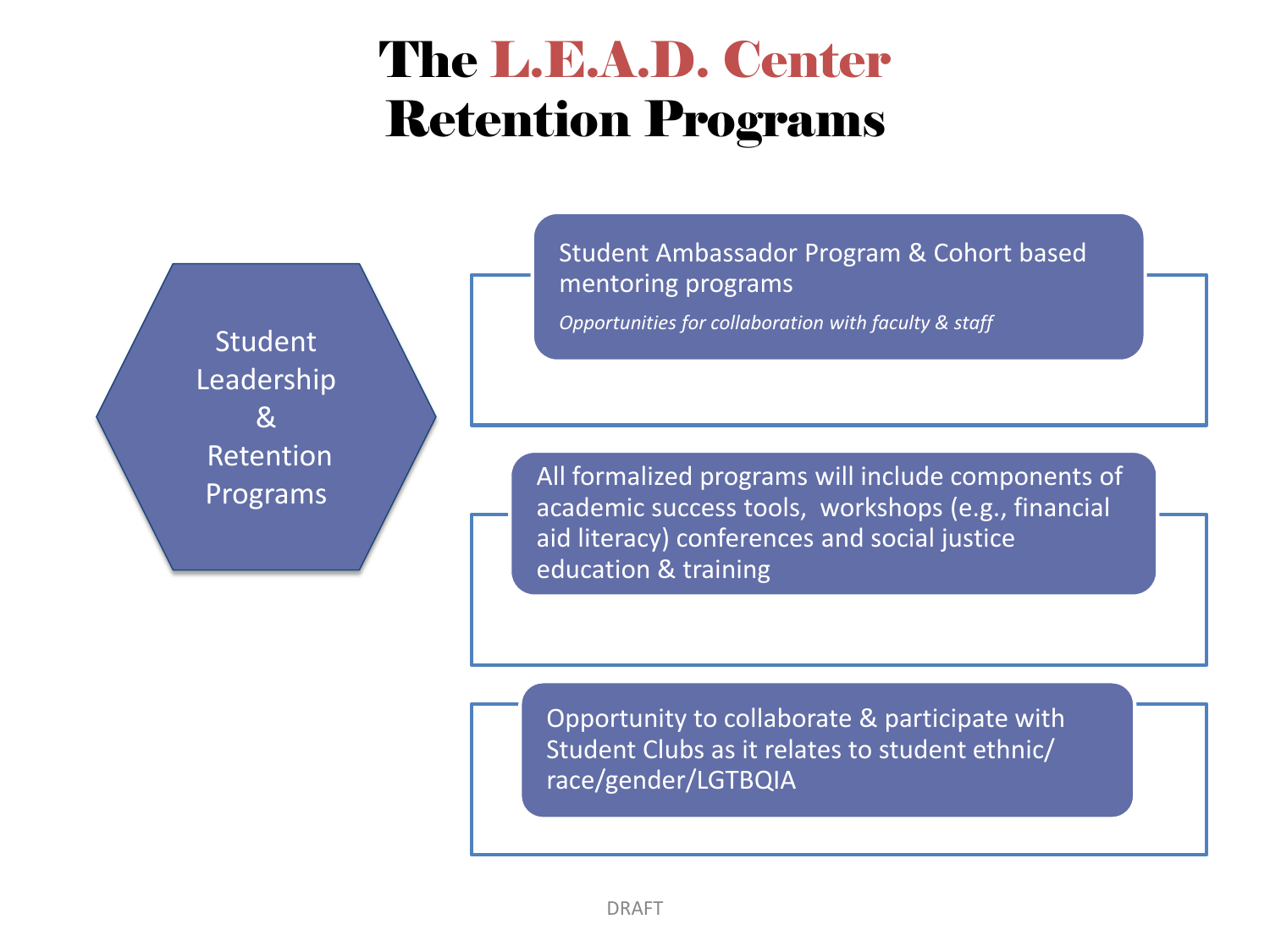# The L.E.A.D. Center Retention Programs

## Student Leadership & Retention Programs

- Student Ambassador Program & Cohort based mentoring programs
  
  *Opportunities for collaboration with faculty & staff*

- All formalized programs will include components of academic success tools, workshops (e.g., financial aid literacy) conferences and social justice education & training

- Opportunity to collaborate & participate with Student Clubs as it relates to student ethnic/ race/gender/LGTBQIA

DRAFT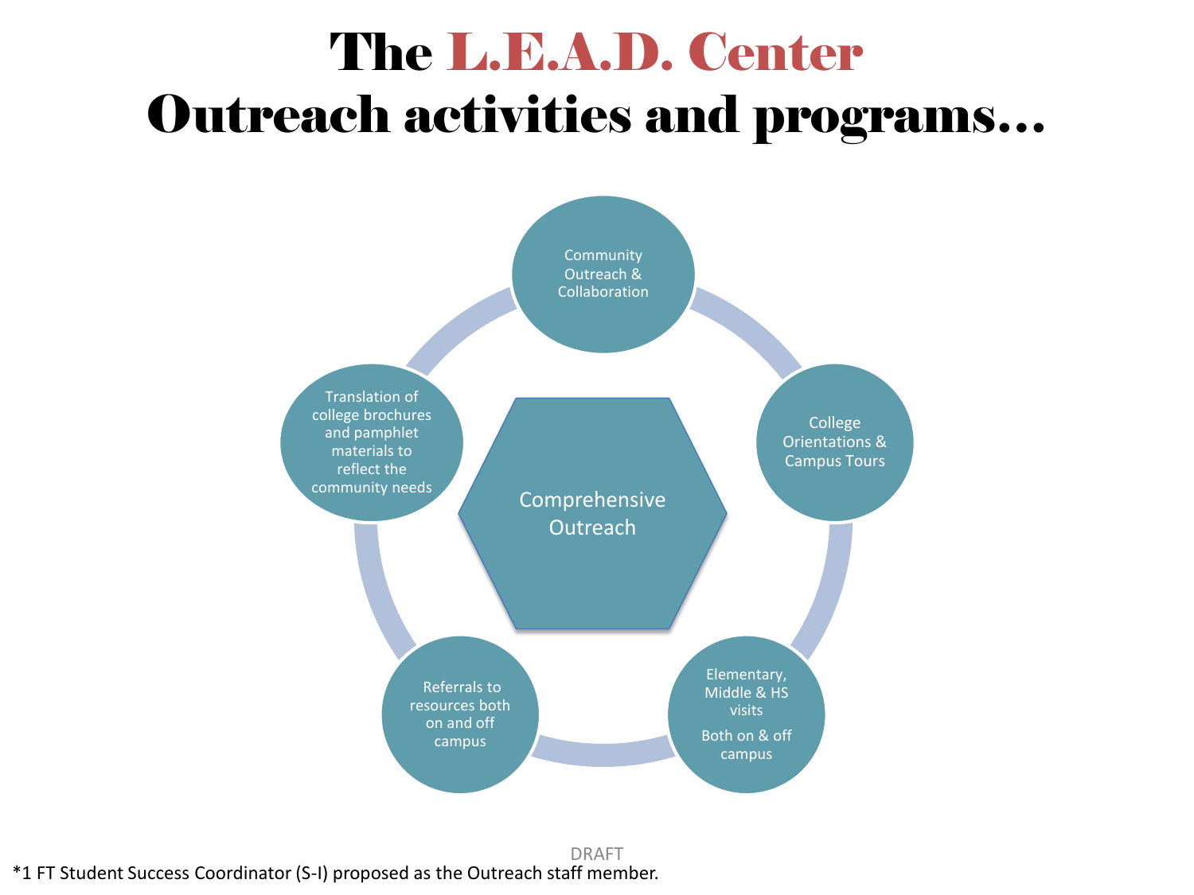# The L.E.A.D. Center
# Outreach activities and programs…

**Comprehensive Outreach**

- Community Outreach & Collaboration
- College Orientations & Campus Tours
- Elementary, Middle & HS visits
  Both on & off campus
- Referrals to resources both on and off campus
- Translation of college brochures and pamphlet materials to reflect the community needs

DRAFT

*1 FT Student Success Coordinator (S-I) proposed as the Outreach staff member.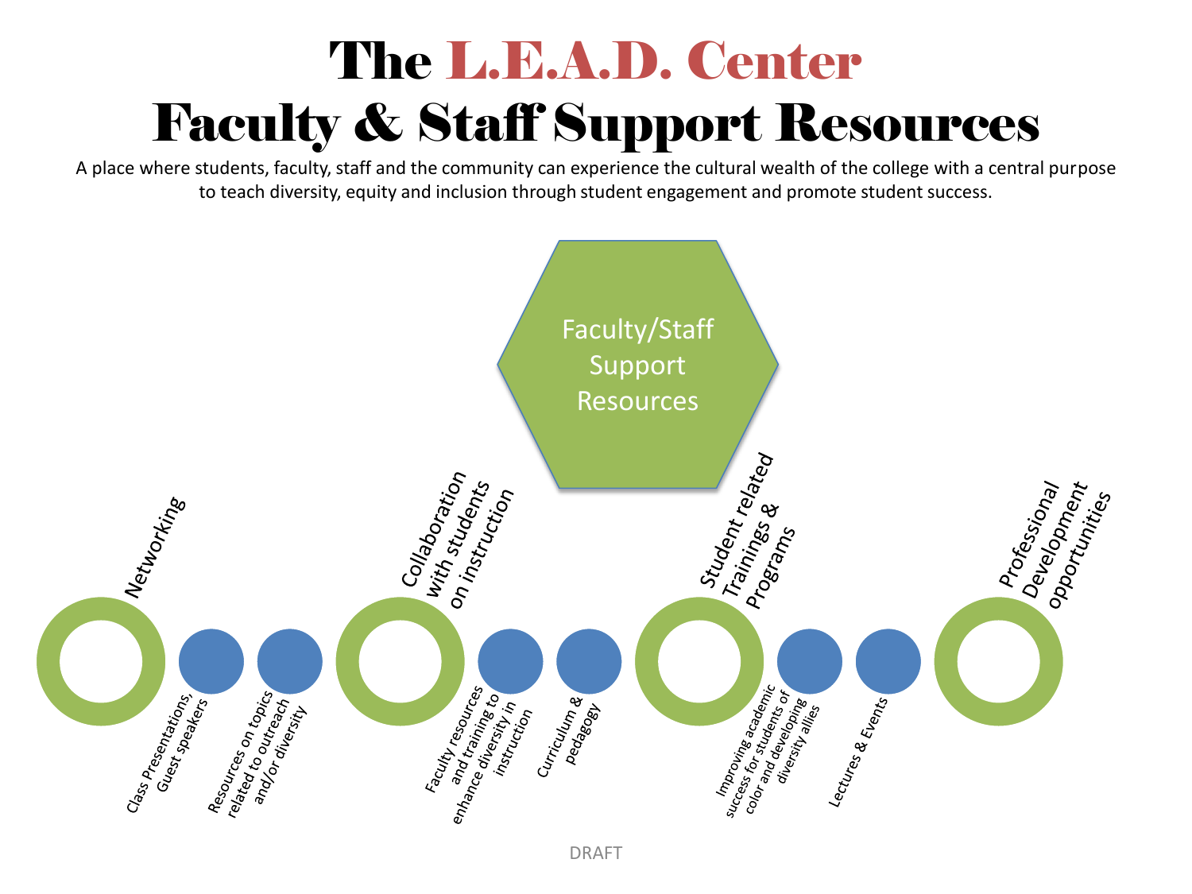# The L.E.A.D. Center
# Faculty & Staff Support Resources

A place where students, faculty, staff and the community can experience the cultural wealth of the college with a central purpose to teach diversity, equity and inclusion through student engagement and promote student success.

Faculty/Staff Support Resources

Networking

Class Presentations, Guest speakers

Resources on topics related to outreach and/or diversity

Collaboration with students on instruction

Faculty resources and training to enhance diversity in instruction

Curriculum & pedagogy

Student related Trainings & Programs

Improving academic success for students of color and developing diversity allies

Lectures & Events

Professional Development opportunities

DRAFT